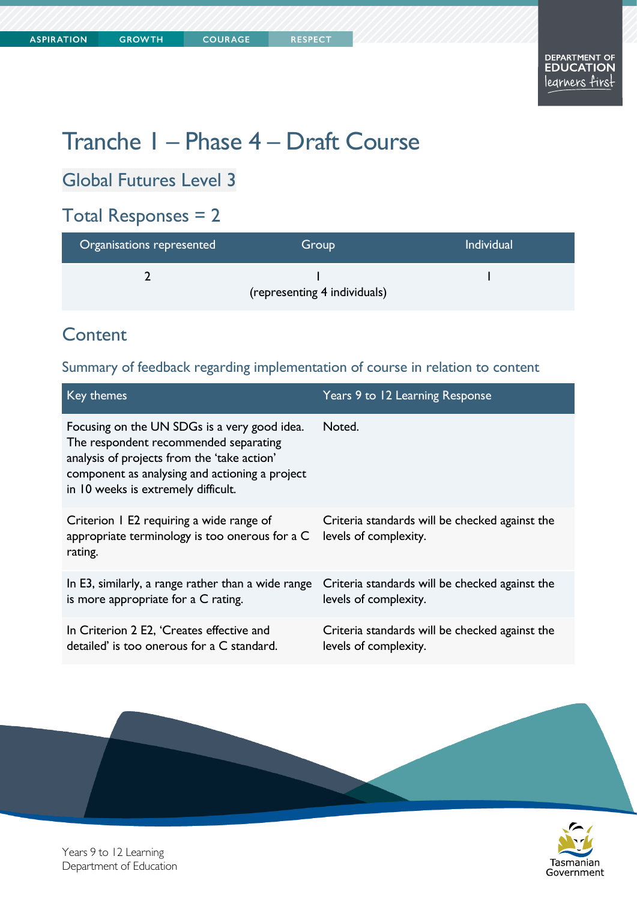# Tranche 1 – Phase 4 – Draft Course

## Global Futures Level 3

## Total Responses = 2

| Organisations represented | Group | Individual |
|---|---|---|
| 2 | 1 (representing 4 individuals) | 1 |

## Content

### Summary of feedback regarding implementation of course in relation to content

| Key themes | Years 9 to 12 Learning Response |
|---|---|
| Focusing on the UN SDGs is a very good idea. The respondent recommended separating analysis of projects from the 'take action' component as analysing and actioning a project in 10 weeks is extremely difficult. | Noted. |
| Criterion 1 E2 requiring a wide range of appropriate terminology is too onerous for a C rating. | Criteria standards will be checked against the levels of complexity. |
| In E3, similarly, a range rather than a wide range is more appropriate for a C rating. | Criteria standards will be checked against the levels of complexity. |
| In Criterion 2 E2, 'Creates effective and detailed' is too onerous for a C standard. | Criteria standards will be checked against the levels of complexity. |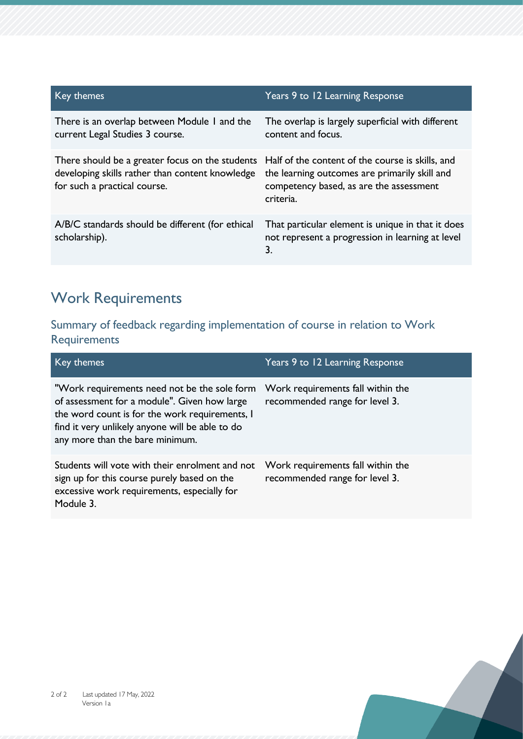| Key themes | Years 9 to 12 Learning Response |
| --- | --- |
| There is an overlap between Module 1 and the current Legal Studies 3 course. | The overlap is largely superficial with different content and focus. |
| There should be a greater focus on the students developing skills rather than content knowledge for such a practical course. | Half of the content of the course is skills, and the learning outcomes are primarily skill and competency based, as are the assessment criteria. |
| A/B/C standards should be different (for ethical scholarship). | That particular element is unique in that it does not represent a progression in learning at level 3. |

## Work Requirements

### Summary of feedback regarding implementation of course in relation to Work Requirements

| Key themes | Years 9 to 12 Learning Response |
| --- | --- |
| "Work requirements need not be the sole form of assessment for a module". Given how large the word count is for the work requirements, I find it very unlikely anyone will be able to do any more than the bare minimum. | Work requirements fall within the recommended range for level 3. |
| Students will vote with their enrolment and not sign up for this course purely based on the excessive work requirements, especially for Module 3. | Work requirements fall within the recommended range for level 3. |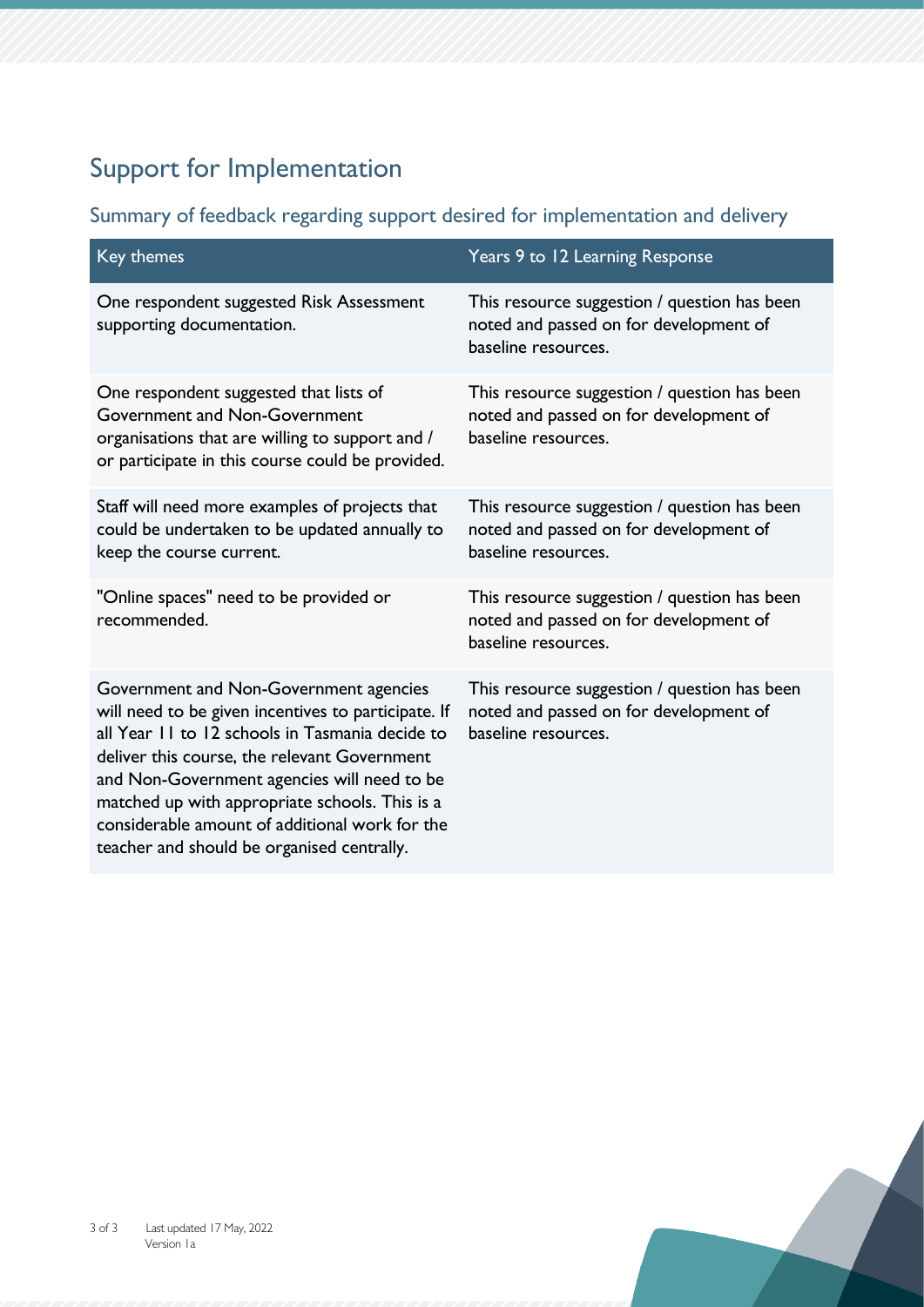## Support for Implementation

### Summary of feedback regarding support desired for implementation and delivery

| Key themes | Years 9 to 12 Learning Response |
|---|---|
| One respondent suggested Risk Assessment supporting documentation. | This resource suggestion / question has been noted and passed on for development of baseline resources. |
| One respondent suggested that lists of Government and Non-Government organisations that are willing to support and / or participate in this course could be provided. | This resource suggestion / question has been noted and passed on for development of baseline resources. |
| Staff will need more examples of projects that could be undertaken to be updated annually to keep the course current. | This resource suggestion / question has been noted and passed on for development of baseline resources. |
| "Online spaces" need to be provided or recommended. | This resource suggestion / question has been noted and passed on for development of baseline resources. |
| Government and Non-Government agencies will need to be given incentives to participate. If all Year 11 to 12 schools in Tasmania decide to deliver this course, the relevant Government and Non-Government agencies will need to be matched up with appropriate schools. This is a considerable amount of additional work for the teacher and should be organised centrally. | This resource suggestion / question has been noted and passed on for development of baseline resources. |

Last updated 17 May, 2022
Version 1a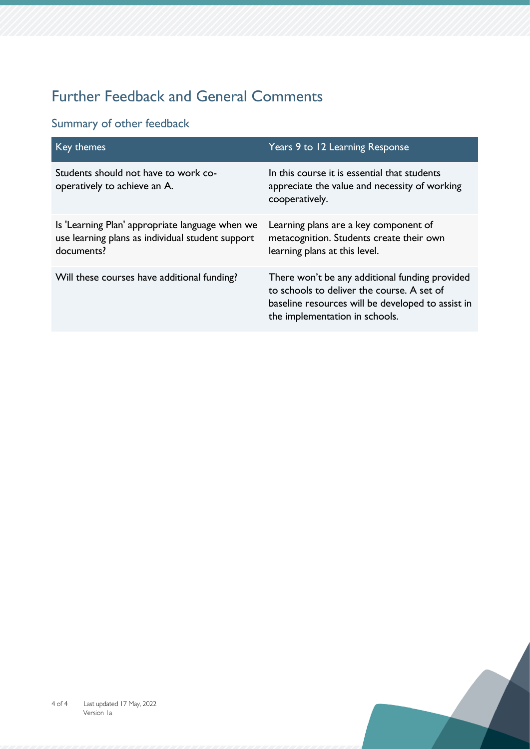# Further Feedback and General Comments

## Summary of other feedback

| Key themes | Years 9 to 12 Learning Response |
| --- | --- |
| Students should not have to work co-operatively to achieve an A. | In this course it is essential that students appreciate the value and necessity of working cooperatively. |
| Is 'Learning Plan' appropriate language when we use learning plans as individual student support documents? | Learning plans are a key component of metacognition. Students create their own learning plans at this level. |
| Will these courses have additional funding? | There won't be any additional funding provided to schools to deliver the course. A set of baseline resources will be developed to assist in the implementation in schools. |

Last updated 17 May, 2022
Version 1a